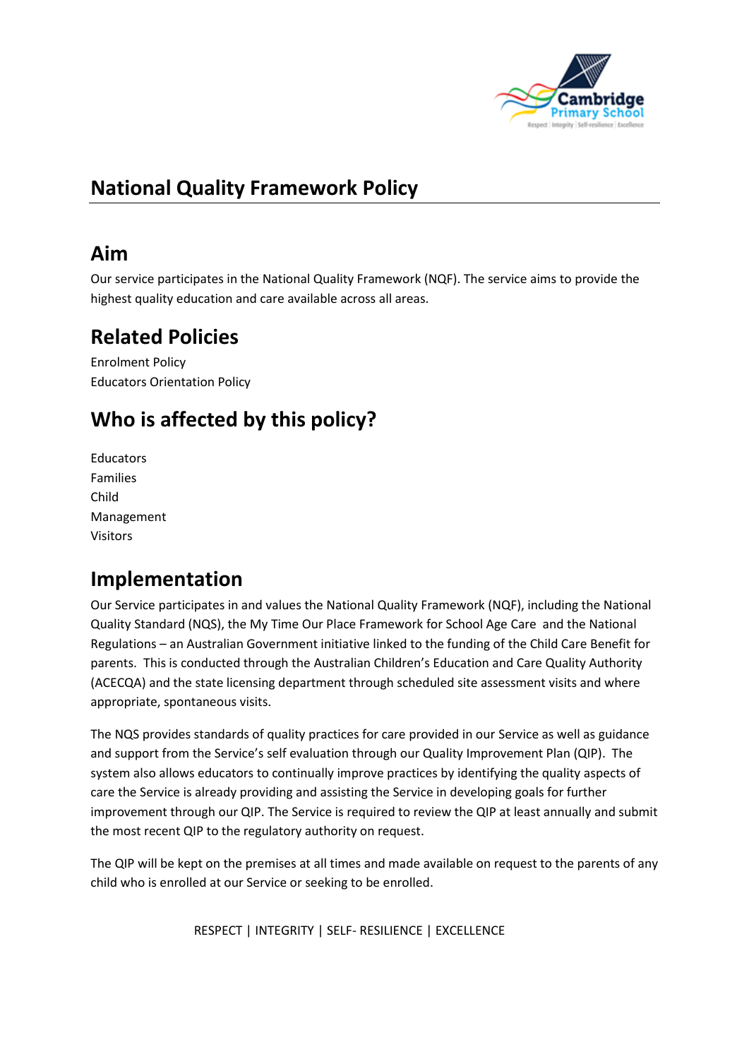# National Quality Framework Policy

## Aim

Our service participates in the National Quality Framework (NQF). The service aims to provide the highest quality education and care available across all areas.

## Related Policies

Enrolment Policy
Educators Orientation Policy

## Who is affected by this policy?

Educators
Families
Child
Management
Visitors

## Implementation

Our Service participates in and values the National Quality Framework (NQF), including the National Quality Standard (NQS), the My Time Our Place Framework for School Age Care and the National Regulations – an Australian Government initiative linked to the funding of the Child Care Benefit for parents. This is conducted through the Australian Children's Education and Care Quality Authority (ACECQA) and the state licensing department through scheduled site assessment visits and where appropriate, spontaneous visits.

The NQS provides standards of quality practices for care provided in our Service as well as guidance and support from the Service's self evaluation through our Quality Improvement Plan (QIP). The system also allows educators to continually improve practices by identifying the quality aspects of care the Service is already providing and assisting the Service in developing goals for further improvement through our QIP. The Service is required to review the QIP at least annually and submit the most recent QIP to the regulatory authority on request.

The QIP will be kept on the premises at all times and made available on request to the parents of any child who is enrolled at our Service or seeking to be enrolled.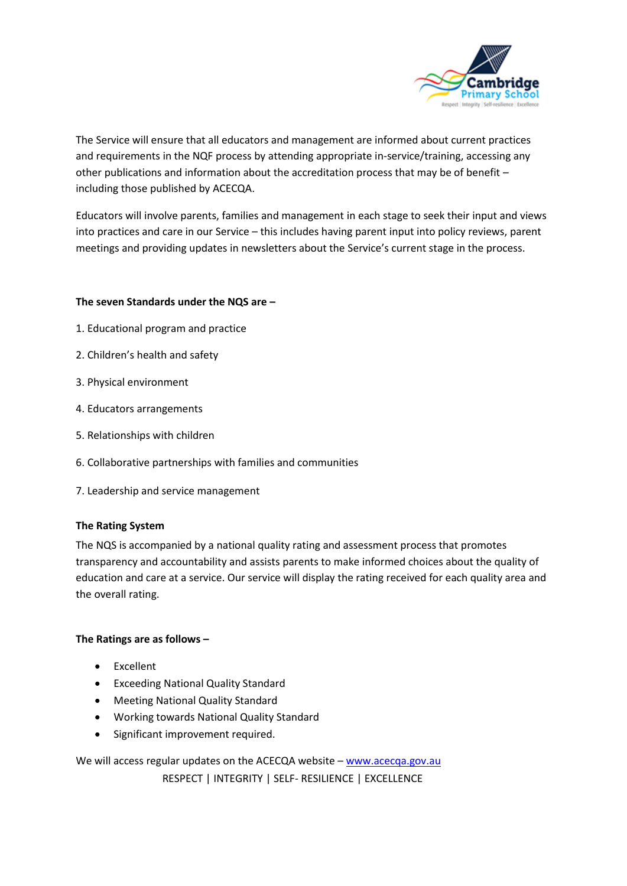The Service will ensure that all educators and management are informed about current practices and requirements in the NQF process by attending appropriate in-service/training, accessing any other publications and information about the accreditation process that may be of benefit – including those published by ACECQA.

Educators will involve parents, families and management in each stage to seek their input and views into practices and care in our Service – this includes having parent input into policy reviews, parent meetings and providing updates in newsletters about the Service's current stage in the process.

**The seven Standards under the NQS are –**

1. Educational program and practice
2. Children's health and safety
3. Physical environment
4. Educators arrangements
5. Relationships with children
6. Collaborative partnerships with families and communities
7. Leadership and service management

**The Rating System**

The NQS is accompanied by a national quality rating and assessment process that promotes transparency and accountability and assists parents to make informed choices about the quality of education and care at a service. Our service will display the rating received for each quality area and the overall rating.

**The Ratings are as follows –**

- Excellent
- Exceeding National Quality Standard
- Meeting National Quality Standard
- Working towards National Quality Standard
- Significant improvement required.

We will access regular updates on the ACECQA website – [www.acecqa.gov.au](http://www.acecqa.gov.au)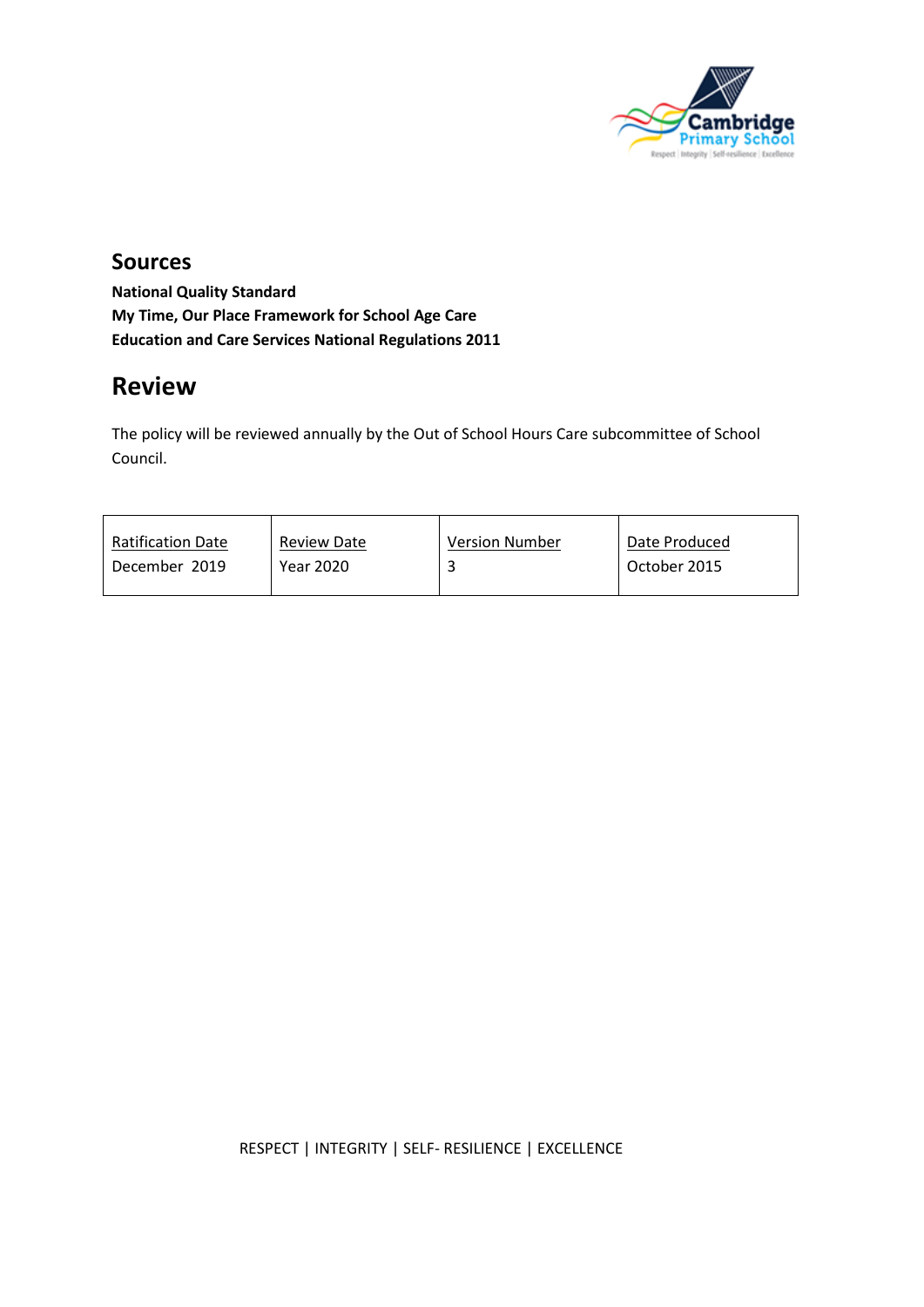## Sources

**National Quality Standard**
**My Time, Our Place Framework for School Age Care**
**Education and Care Services National Regulations 2011**

# Review

The policy will be reviewed annually by the Out of School Hours Care subcommittee of School Council.

| Ratification Date | Review Date | Version Number | Date Produced |
|---|---|---|---|
| December 2019 | Year 2020 | 3 | October 2015 |

RESPECT | INTEGRITY | SELF- RESILIENCE | EXCELLENCE